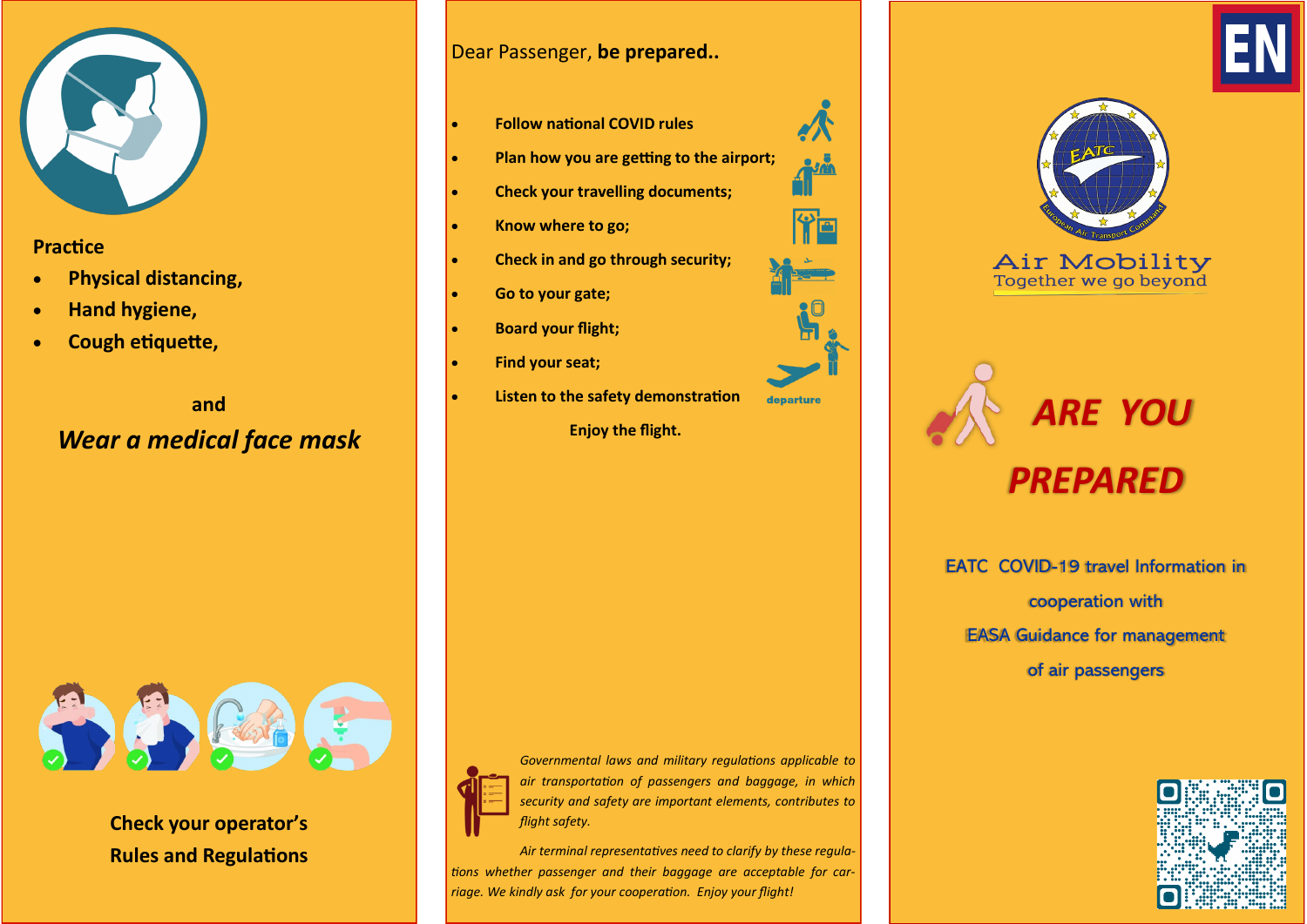Practice

- Physical distancing,
- Hand hygiene,
- Cough etiquette,

and

***Wear a medical face mask***

**Check your operator's Rules and Regulations**

Dear Passenger, **be prepared..**

- **Follow national COVID rules**
- **Plan how you are getting to the airport;**
- **Check your travelling documents;**
- **Know where to go;**
- **Check in and go through security;**
- **Go to your gate;**
- **Board your flight;**
- **Find your seat;**
- **Listen to the safety demonstration**

**Enjoy the flight.**

departure

*Governmental laws and military regulations applicable to air transportation of passengers and baggage, in which security and safety are important elements, contributes to flight safety.*

*Air terminal representatives need to clarify by these regulations whether passenger and their baggage are acceptable for carriage. We kindly ask for your cooperation. Enjoy your flight!*

EN

EATC

European Air Transport Command

Air Mobility

Together we go beyond

# ARE YOU PREPARED

EATC COVID-19 travel Information in cooperation with EASA Guidance for management of air passengers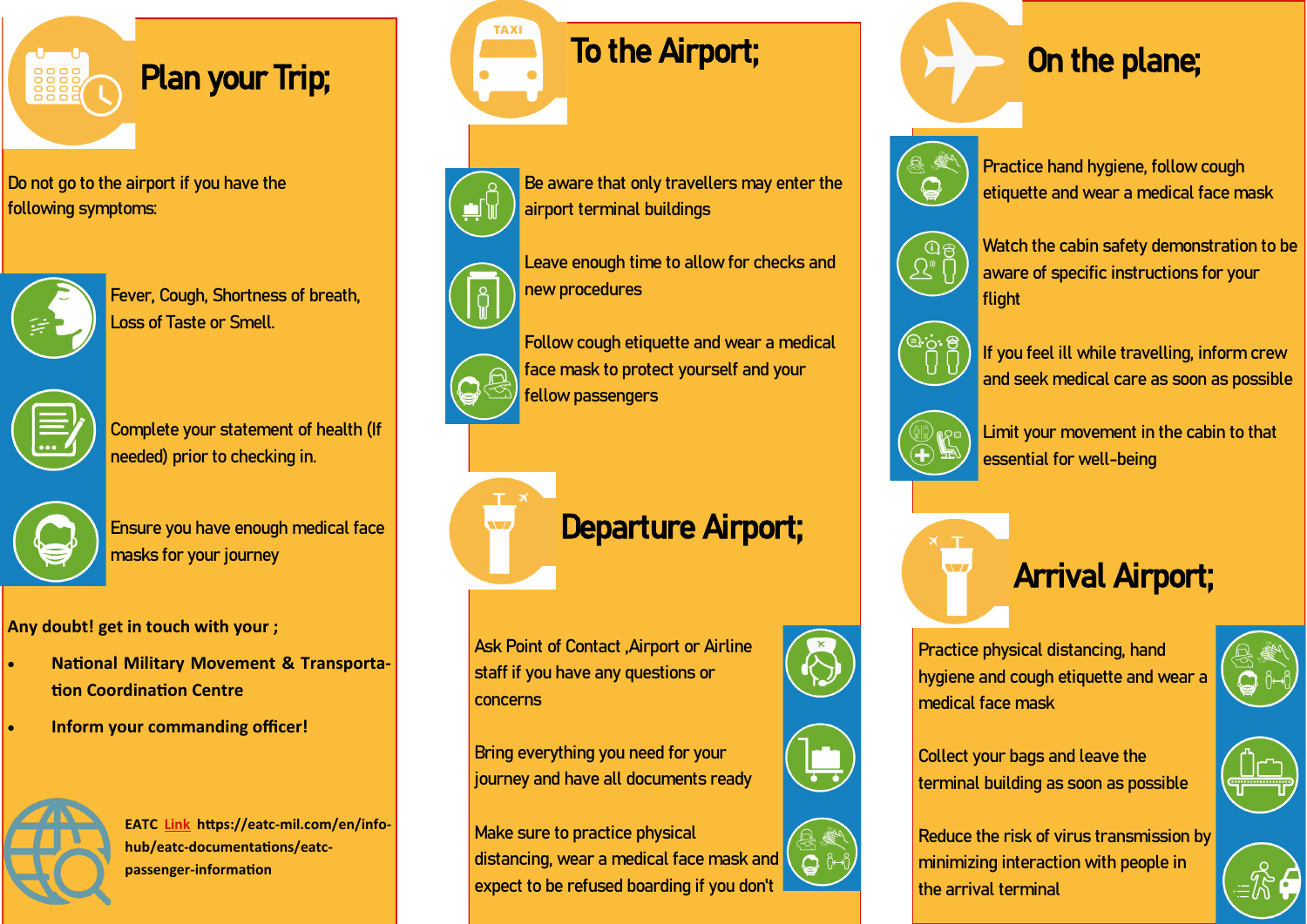## Plan your Trip;

Do not go to the airport if you have the following symptoms:

Fever, Cough, Shortness of breath, Loss of Taste or Smell.

Complete your statement of health (If needed) prior to checking in.

Ensure you have enough medical face masks for your journey

**Any doubt! get in touch with your ;**

- **National Military Movement & Transportation Coordination Centre**
- **Inform your commanding officer!**

**EATC** Link **https://eatc-mil.com/en/info-hub/eatc-documentations/eatc-passenger-information**

## To the Airport;

Be aware that only travellers may enter the airport terminal buildings

Leave enough time to allow for checks and new procedures

Follow cough etiquette and wear a medical face mask to protect yourself and your fellow passengers

## Departure Airport;

Ask Point of Contact ,Airport or Airline staff if you have any questions or concerns

Bring everything you need for your journey and have all documents ready

Make sure to practice physical distancing, wear a medical face mask and expect to be refused boarding if you don't

## On the plane;

Practice hand hygiene, follow cough etiquette and wear a medical face mask

Watch the cabin safety demonstration to be aware of specific instructions for your flight

If you feel ill while travelling, inform crew and seek medical care as soon as possible

Limit your movement in the cabin to that essential for well-being

## Arrival Airport;

Practice physical distancing, hand hygiene and cough etiquette and wear a medical face mask

Collect your bags and leave the terminal building as soon as possible

Reduce the risk of virus transmission by minimizing interaction with people in the arrival terminal